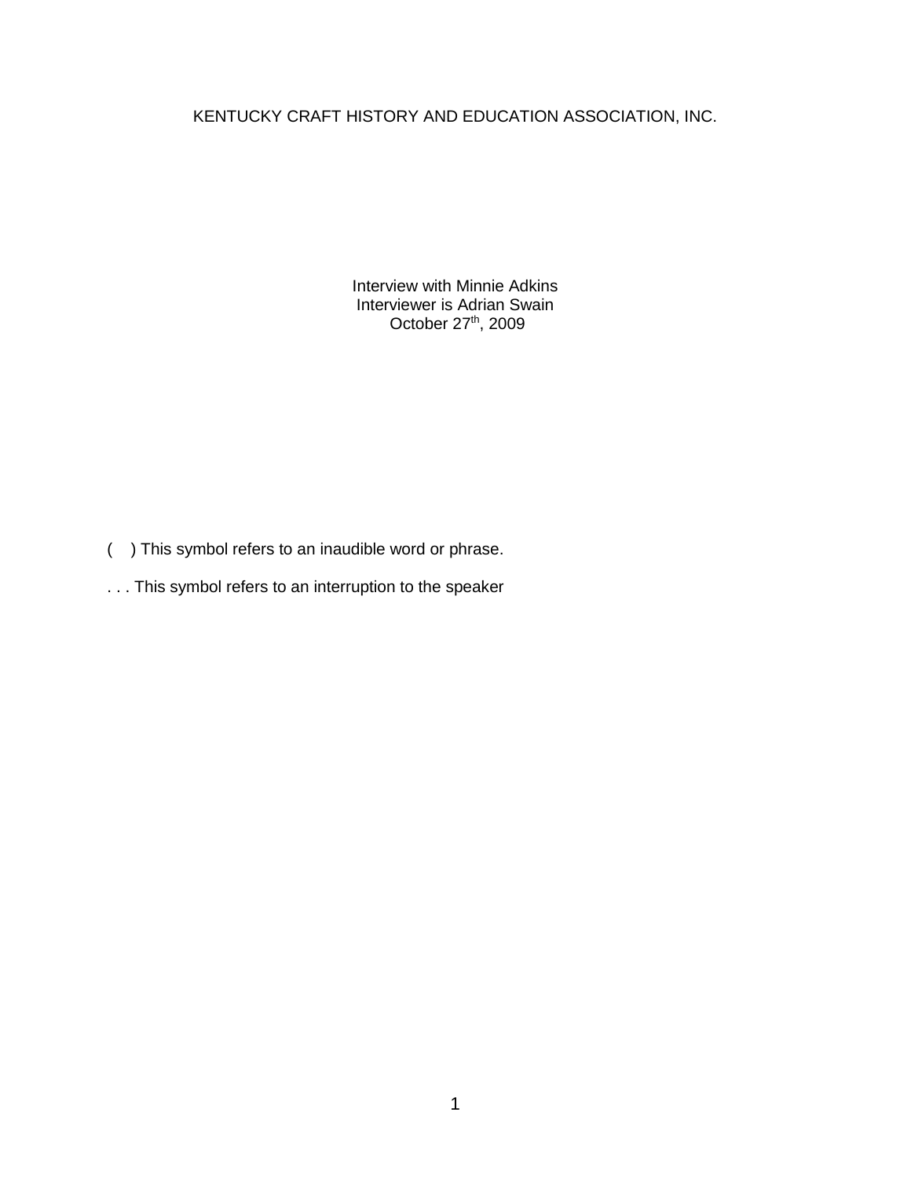KENTUCKY CRAFT HISTORY AND EDUCATION ASSOCIATION, INC.

Interview with Minnie Adkins
Interviewer is Adrian Swain
October 27th, 2009

(   ) This symbol refers to an inaudible word or phrase.

. . . This symbol refers to an interruption to the speaker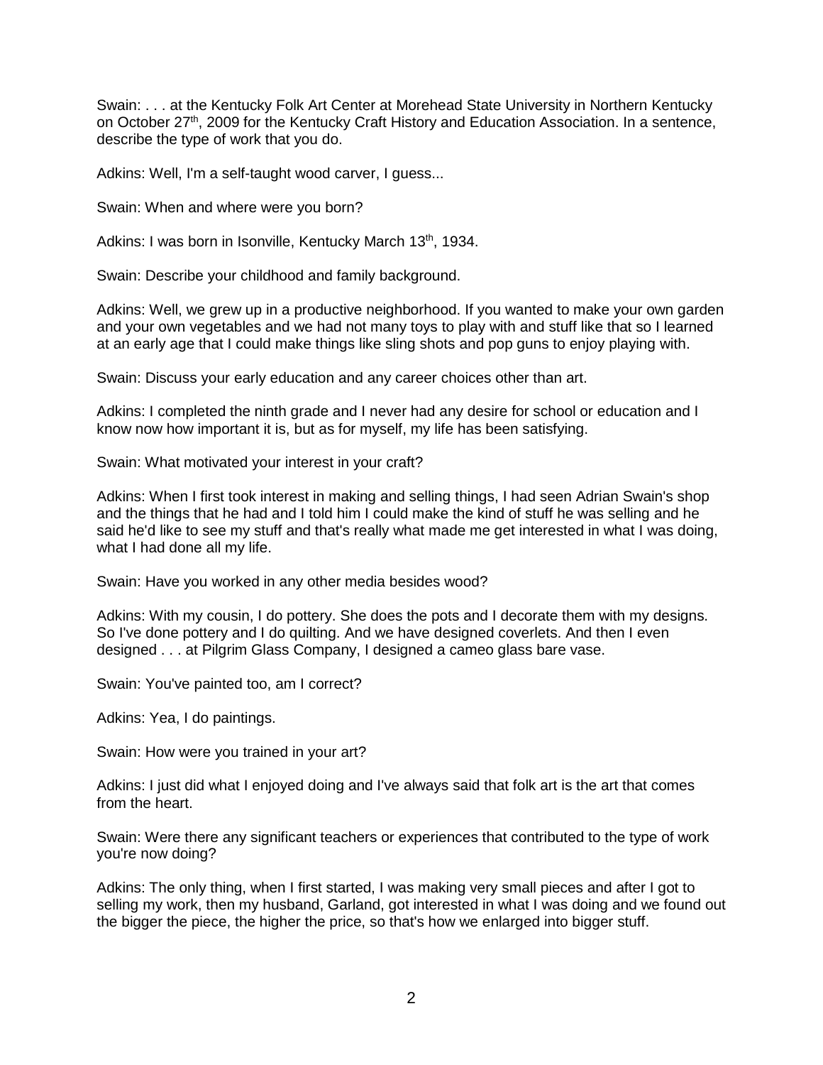Swain: . . . at the Kentucky Folk Art Center at Morehead State University in Northern Kentucky on October 27th, 2009 for the Kentucky Craft History and Education Association. In a sentence, describe the type of work that you do.

Adkins: Well, I'm a self-taught wood carver, I guess...

Swain: When and where were you born?

Adkins: I was born in Isonville, Kentucky March 13th, 1934.

Swain: Describe your childhood and family background.

Adkins: Well, we grew up in a productive neighborhood. If you wanted to make your own garden and your own vegetables and we had not many toys to play with and stuff like that so I learned at an early age that I could make things like sling shots and pop guns to enjoy playing with.

Swain: Discuss your early education and any career choices other than art.

Adkins: I completed the ninth grade and I never had any desire for school or education and I know now how important it is, but as for myself, my life has been satisfying.

Swain: What motivated your interest in your craft?

Adkins: When I first took interest in making and selling things, I had seen Adrian Swain's shop and the things that he had and I told him I could make the kind of stuff he was selling and he said he'd like to see my stuff and that's really what made me get interested in what I was doing, what I had done all my life.

Swain: Have you worked in any other media besides wood?

Adkins: With my cousin, I do pottery. She does the pots and I decorate them with my designs. So I've done pottery and I do quilting. And we have designed coverlets. And then I even designed . . . at Pilgrim Glass Company, I designed a cameo glass bare vase.

Swain: You've painted too, am I correct?

Adkins: Yea, I do paintings.

Swain: How were you trained in your art?

Adkins: I just did what I enjoyed doing and I've always said that folk art is the art that comes from the heart.

Swain: Were there any significant teachers or experiences that contributed to the type of work you're now doing?

Adkins: The only thing, when I first started, I was making very small pieces and after I got to selling my work, then my husband, Garland, got interested in what I was doing and we found out the bigger the piece, the higher the price, so that's how we enlarged into bigger stuff.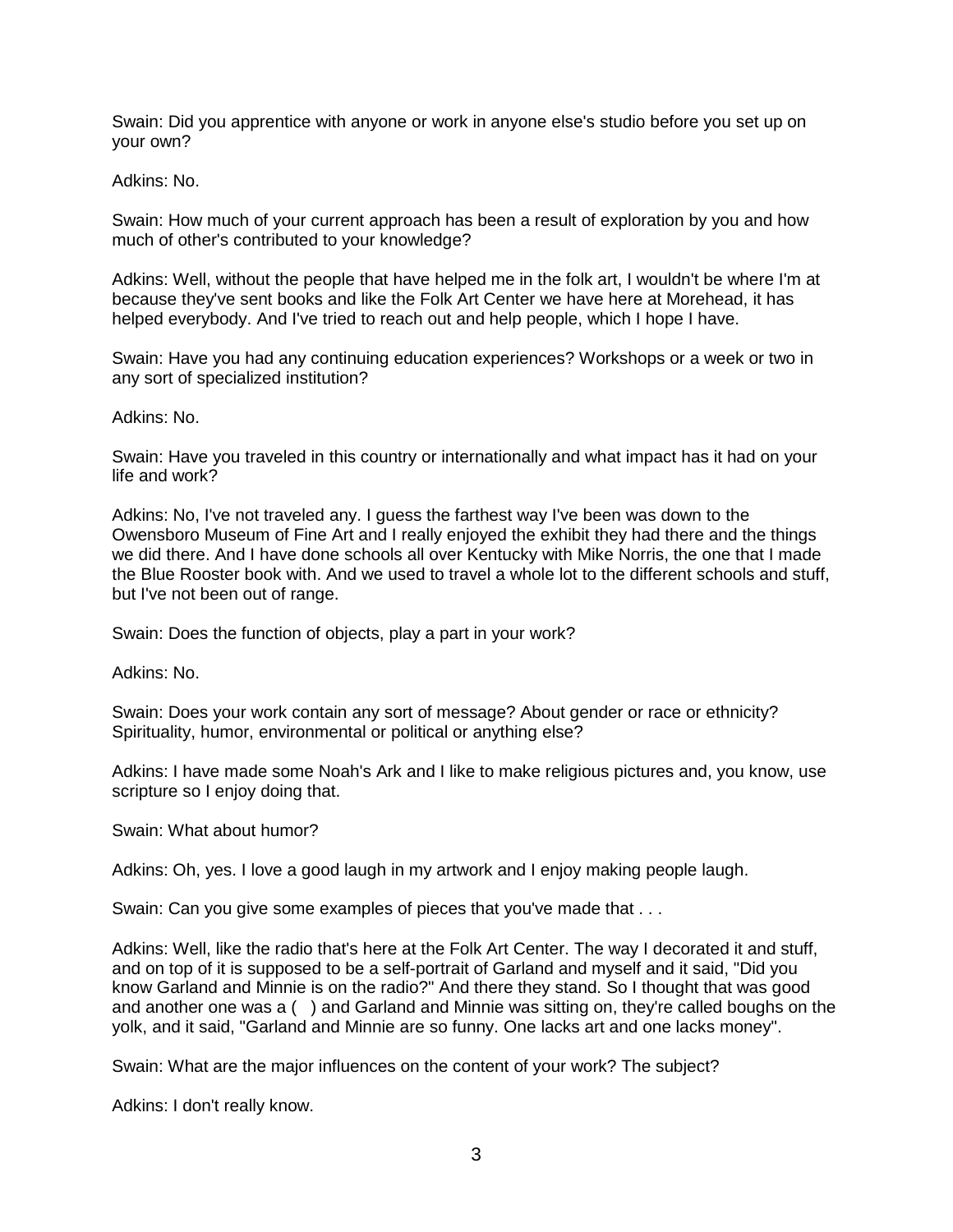Swain: Did you apprentice with anyone or work in anyone else's studio before you set up on your own?

Adkins: No.

Swain: How much of your current approach has been a result of exploration by you and how much of other's contributed to your knowledge?

Adkins: Well, without the people that have helped me in the folk art, I wouldn't be where I'm at because they've sent books and like the Folk Art Center we have here at Morehead, it has helped everybody. And I've tried to reach out and help people, which I hope I have.

Swain: Have you had any continuing education experiences? Workshops or a week or two in any sort of specialized institution?

Adkins: No.

Swain: Have you traveled in this country or internationally and what impact has it had on your life and work?

Adkins: No, I've not traveled any. I guess the farthest way I've been was down to the Owensboro Museum of Fine Art and I really enjoyed the exhibit they had there and the things we did there. And I have done schools all over Kentucky with Mike Norris, the one that I made the Blue Rooster book with. And we used to travel a whole lot to the different schools and stuff, but I've not been out of range.

Swain: Does the function of objects, play a part in your work?

Adkins: No.

Swain: Does your work contain any sort of message? About gender or race or ethnicity? Spirituality, humor, environmental or political or anything else?

Adkins: I have made some Noah's Ark and I like to make religious pictures and, you know, use scripture so I enjoy doing that.

Swain: What about humor?

Adkins: Oh, yes. I love a good laugh in my artwork and I enjoy making people laugh.

Swain: Can you give some examples of pieces that you've made that . . .

Adkins: Well, like the radio that's here at the Folk Art Center. The way I decorated it and stuff, and on top of it is supposed to be a self-portrait of Garland and myself and it said, "Did you know Garland and Minnie is on the radio?" And there they stand. So I thought that was good and another one was a ( ) and Garland and Minnie was sitting on, they're called boughs on the yolk, and it said, "Garland and Minnie are so funny. One lacks art and one lacks money".

Swain: What are the major influences on the content of your work? The subject?

Adkins: I don't really know.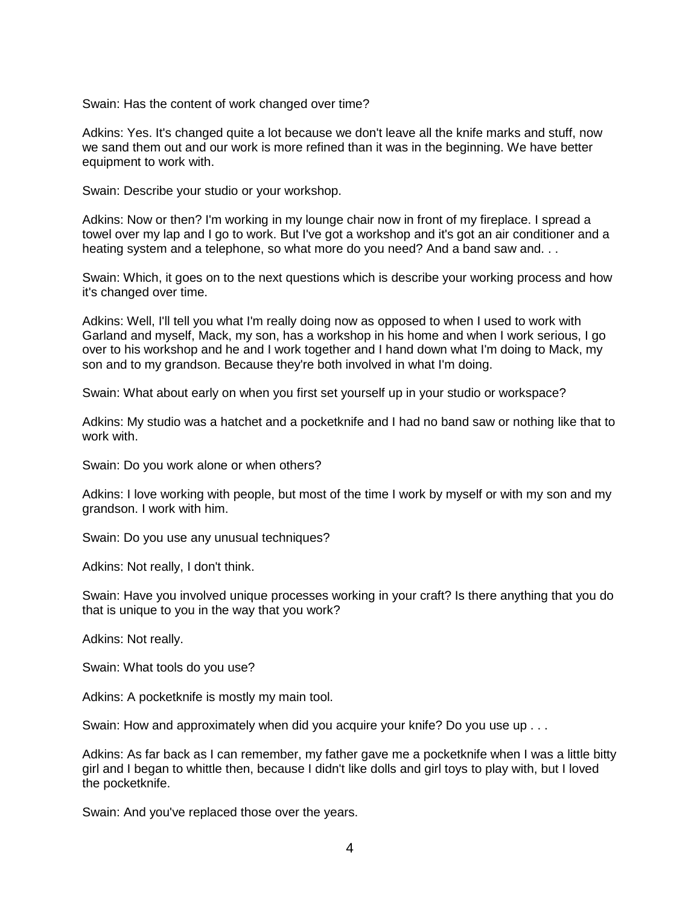Swain: Has the content of work changed over time?

Adkins: Yes. It's changed quite a lot because we don't leave all the knife marks and stuff, now we sand them out and our work is more refined than it was in the beginning. We have better equipment to work with.

Swain: Describe your studio or your workshop.

Adkins: Now or then? I'm working in my lounge chair now in front of my fireplace. I spread a towel over my lap and I go to work. But I've got a workshop and it's got an air conditioner and a heating system and a telephone, so what more do you need? And a band saw and. . .

Swain: Which, it goes on to the next questions which is describe your working process and how it's changed over time.

Adkins: Well, I'll tell you what I'm really doing now as opposed to when I used to work with Garland and myself, Mack, my son, has a workshop in his home and when I work serious, I go over to his workshop and he and I work together and I hand down what I'm doing to Mack, my son and to my grandson. Because they're both involved in what I'm doing.

Swain: What about early on when you first set yourself up in your studio or workspace?

Adkins: My studio was a hatchet and a pocketknife and I had no band saw or nothing like that to work with.

Swain: Do you work alone or when others?

Adkins: I love working with people, but most of the time I work by myself or with my son and my grandson. I work with him.

Swain: Do you use any unusual techniques?

Adkins: Not really, I don't think.

Swain: Have you involved unique processes working in your craft? Is there anything that you do that is unique to you in the way that you work?

Adkins: Not really.

Swain: What tools do you use?

Adkins: A pocketknife is mostly my main tool.

Swain: How and approximately when did you acquire your knife? Do you use up . . .

Adkins: As far back as I can remember, my father gave me a pocketknife when I was a little bitty girl and I began to whittle then, because I didn't like dolls and girl toys to play with, but I loved the pocketknife.

Swain: And you've replaced those over the years.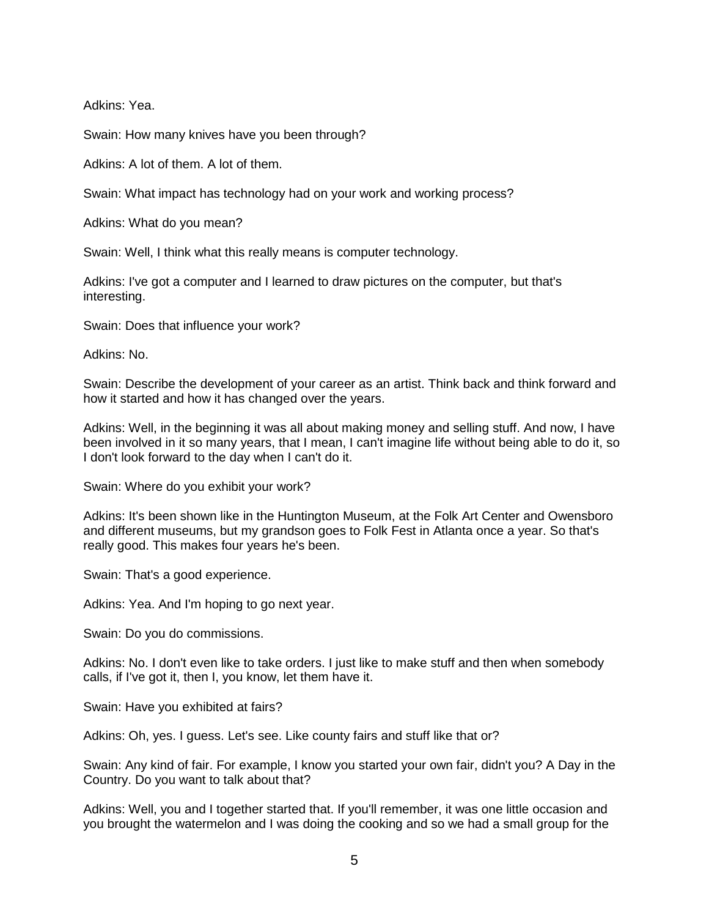Adkins: Yea.

Swain: How many knives have you been through?

Adkins: A lot of them. A lot of them.

Swain: What impact has technology had on your work and working process?

Adkins: What do you mean?

Swain: Well, I think what this really means is computer technology.

Adkins: I've got a computer and I learned to draw pictures on the computer, but that's interesting.

Swain: Does that influence your work?

Adkins: No.

Swain: Describe the development of your career as an artist. Think back and think forward and how it started and how it has changed over the years.

Adkins: Well, in the beginning it was all about making money and selling stuff. And now, I have been involved in it so many years, that I mean, I can't imagine life without being able to do it, so I don't look forward to the day when I can't do it.

Swain: Where do you exhibit your work?

Adkins: It's been shown like in the Huntington Museum, at the Folk Art Center and Owensboro and different museums, but my grandson goes to Folk Fest in Atlanta once a year. So that's really good. This makes four years he's been.

Swain: That's a good experience.

Adkins: Yea. And I'm hoping to go next year.

Swain: Do you do commissions.

Adkins: No. I don't even like to take orders. I just like to make stuff and then when somebody calls, if I've got it, then I, you know, let them have it.

Swain: Have you exhibited at fairs?

Adkins: Oh, yes. I guess. Let's see. Like county fairs and stuff like that or?

Swain: Any kind of fair. For example, I know you started your own fair, didn't you? A Day in the Country. Do you want to talk about that?

Adkins: Well, you and I together started that. If you'll remember, it was one little occasion and you brought the watermelon and I was doing the cooking and so we had a small group for the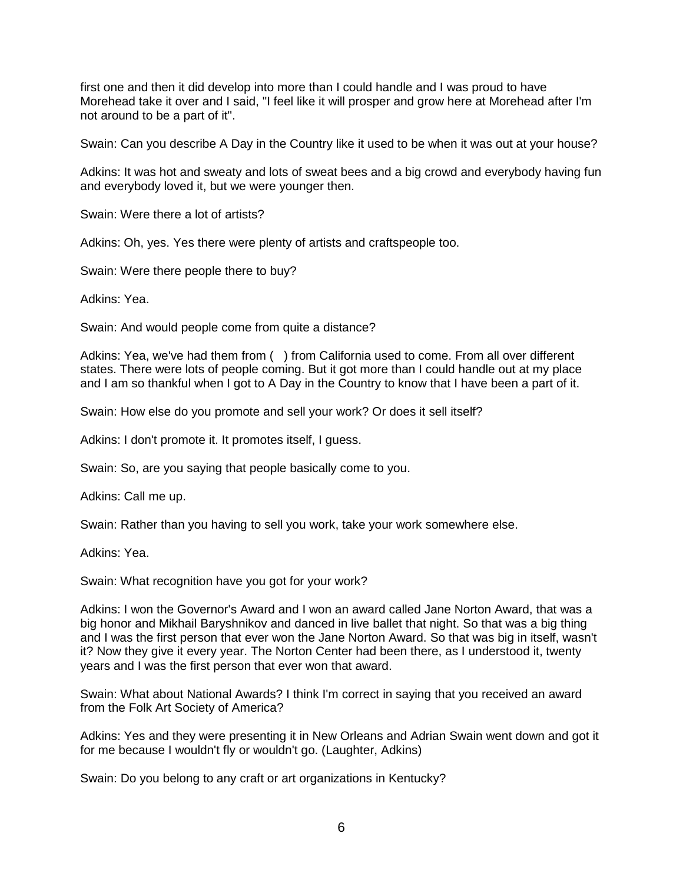first one and then it did develop into more than I could handle and I was proud to have Morehead take it over and I said, "I feel like it will prosper and grow here at Morehead after I'm not around to be a part of it".

Swain: Can you describe A Day in the Country like it used to be when it was out at your house?

Adkins: It was hot and sweaty and lots of sweat bees and a big crowd and everybody having fun and everybody loved it, but we were younger then.

Swain: Were there a lot of artists?

Adkins: Oh, yes. Yes there were plenty of artists and craftspeople too.

Swain: Were there people there to buy?

Adkins: Yea.

Swain: And would people come from quite a distance?

Adkins: Yea, we've had them from (   ) from California used to come. From all over different states. There were lots of people coming. But it got more than I could handle out at my place and I am so thankful when I got to A Day in the Country to know that I have been a part of it.

Swain: How else do you promote and sell your work? Or does it sell itself?

Adkins: I don't promote it. It promotes itself, I guess.

Swain: So, are you saying that people basically come to you.

Adkins: Call me up.

Swain: Rather than you having to sell you work, take your work somewhere else.

Adkins: Yea.

Swain: What recognition have you got for your work?

Adkins: I won the Governor's Award and I won an award called Jane Norton Award, that was a big honor and Mikhail Baryshnikov and danced in live ballet that night. So that was a big thing and I was the first person that ever won the Jane Norton Award. So that was big in itself, wasn't it? Now they give it every year. The Norton Center had been there, as I understood it, twenty years and I was the first person that ever won that award.

Swain: What about National Awards? I think I'm correct in saying that you received an award from the Folk Art Society of America?

Adkins: Yes and they were presenting it in New Orleans and Adrian Swain went down and got it for me because I wouldn't fly or wouldn't go. (Laughter, Adkins)

Swain: Do you belong to any craft or art organizations in Kentucky?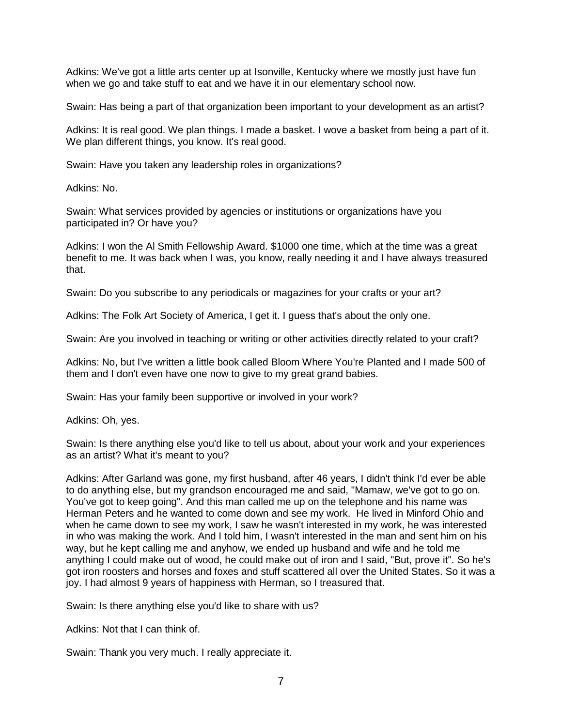Adkins: We've got a little arts center up at Isonville, Kentucky where we mostly just have fun when we go and take stuff to eat and we have it in our elementary school now.

Swain: Has being a part of that organization been important to your development as an artist?

Adkins: It is real good. We plan things. I made a basket. I wove a basket from being a part of it. We plan different things, you know. It's real good.

Swain: Have you taken any leadership roles in organizations?

Adkins: No.

Swain: What services provided by agencies or institutions or organizations have you participated in? Or have you?

Adkins: I won the Al Smith Fellowship Award. $1000 one time, which at the time was a great benefit to me. It was back when I was, you know, really needing it and I have always treasured that.

Swain: Do you subscribe to any periodicals or magazines for your crafts or your art?

Adkins: The Folk Art Society of America, I get it. I guess that's about the only one.

Swain: Are you involved in teaching or writing or other activities directly related to your craft?

Adkins: No, but I've written a little book called Bloom Where You're Planted and I made 500 of them and I don't even have one now to give to my great grand babies.

Swain: Has your family been supportive or involved in your work?

Adkins: Oh, yes.

Swain: Is there anything else you'd like to tell us about, about your work and your experiences as an artist? What it's meant to you?

Adkins: After Garland was gone, my first husband, after 46 years, I didn't think I'd ever be able to do anything else, but my grandson encouraged me and said, "Mamaw, we've got to go on. You've got to keep going". And this man called me up on the telephone and his name was Herman Peters and he wanted to come down and see my work. He lived in Minford Ohio and when he came down to see my work, I saw he wasn't interested in my work, he was interested in who was making the work. And I told him, I wasn't interested in the man and sent him on his way, but he kept calling me and anyhow, we ended up husband and wife and he told me anything I could make out of wood, he could make out of iron and I said, "But, prove it". So he's got iron roosters and horses and foxes and stuff scattered all over the United States. So it was a joy. I had almost 9 years of happiness with Herman, so I treasured that.

Swain: Is there anything else you'd like to share with us?

Adkins: Not that I can think of.

Swain: Thank you very much. I really appreciate it.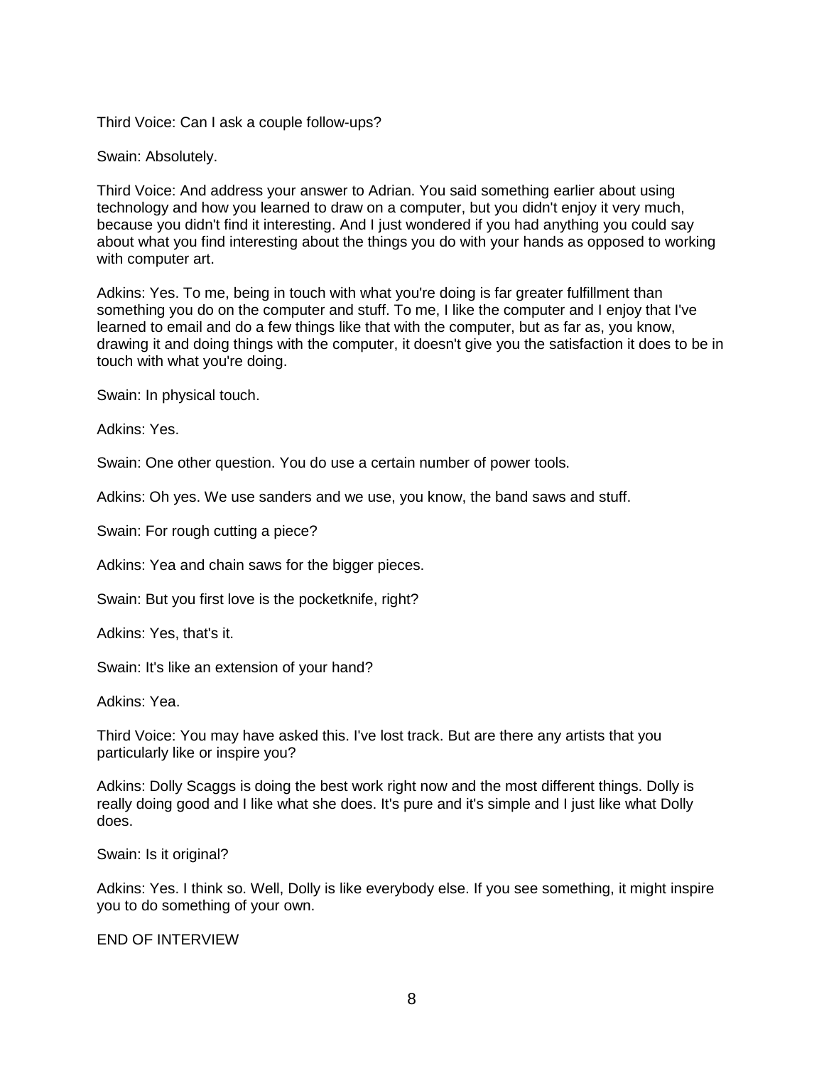Third Voice: Can I ask a couple follow-ups?

Swain: Absolutely.

Third Voice: And address your answer to Adrian. You said something earlier about using technology and how you learned to draw on a computer, but you didn't enjoy it very much, because you didn't find it interesting. And I just wondered if you had anything you could say about what you find interesting about the things you do with your hands as opposed to working with computer art.

Adkins: Yes. To me, being in touch with what you're doing is far greater fulfillment than something you do on the computer and stuff. To me, I like the computer and I enjoy that I've learned to email and do a few things like that with the computer, but as far as, you know, drawing it and doing things with the computer, it doesn't give you the satisfaction it does to be in touch with what you're doing.

Swain: In physical touch.

Adkins: Yes.

Swain: One other question. You do use a certain number of power tools.

Adkins: Oh yes. We use sanders and we use, you know, the band saws and stuff.

Swain: For rough cutting a piece?

Adkins: Yea and chain saws for the bigger pieces.

Swain: But you first love is the pocketknife, right?

Adkins: Yes, that's it.

Swain: It's like an extension of your hand?

Adkins: Yea.

Third Voice: You may have asked this. I've lost track. But are there any artists that you particularly like or inspire you?

Adkins: Dolly Scaggs is doing the best work right now and the most different things. Dolly is really doing good and I like what she does. It's pure and it's simple and I just like what Dolly does.

Swain: Is it original?

Adkins: Yes. I think so. Well, Dolly is like everybody else. If you see something, it might inspire you to do something of your own.

END OF INTERVIEW